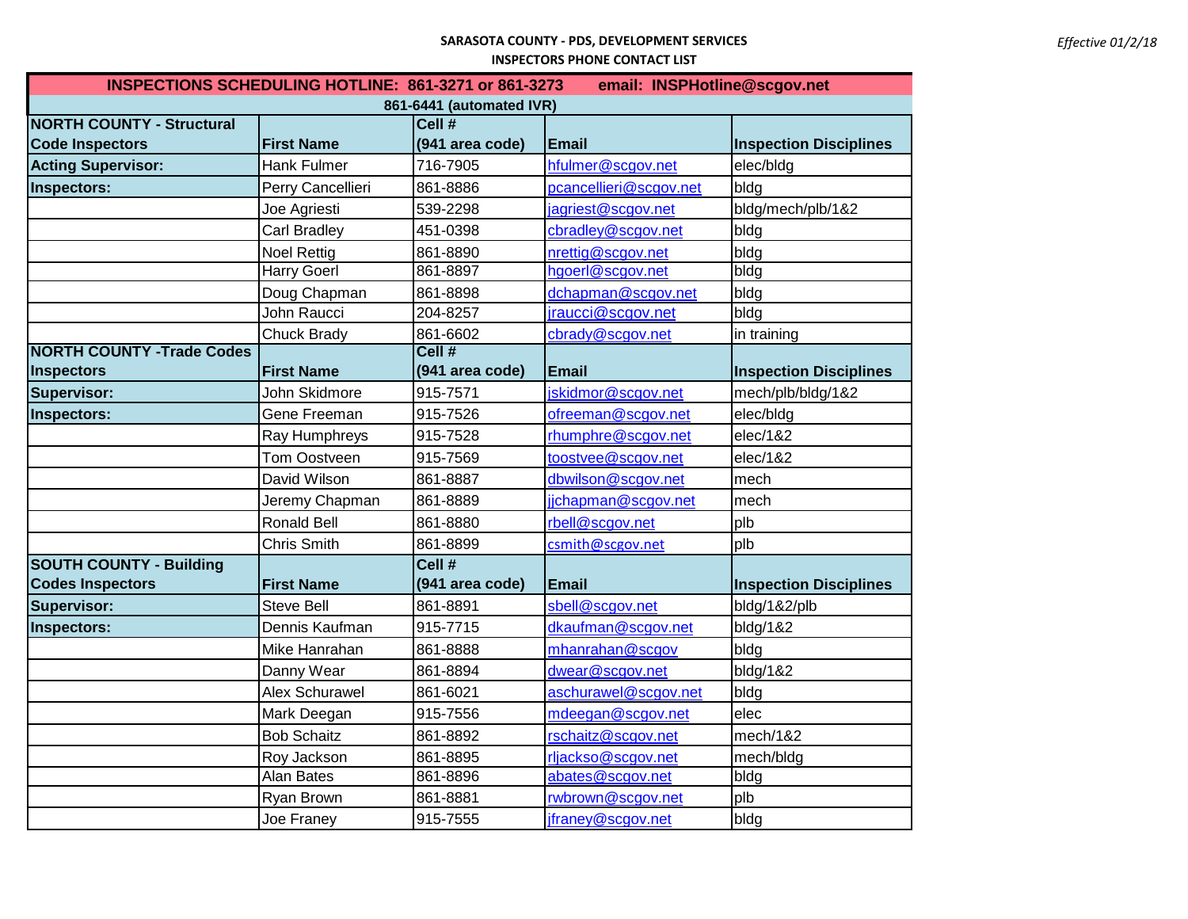**SARASOTA COUNTY - PDS, DEVELOPMENT SERVICES**

**INSPECTORS PHONE CONTACT LIST**

*Effective 01/2/18*

**INSPECTIONS SCHEDULING HOTLINE: 861-3271 or 861-3273 email: INSPHotline@scgov.net**

**861-6441 (automated IVR)**

| NORTH COUNTY - Structural Code Inspectors | First Name | Cell # (941 area code) | Email | Inspection Disciplines |
|---|---|---|---|---|
| **Acting Supervisor:** | Hank Fulmer | 716-7905 | hfulmer@scgov.net | elec/bldg |
| **Inspectors:** | Perry Cancellieri | 861-8886 | pcancellieri@scgov.net | bldg |
| | Joe Agriesti | 539-2298 | jagriest@scgov.net | bldg/mech/plb/1&2 |
| | Carl Bradley | 451-0398 | cbradley@scgov.net | bldg |
| | Noel Rettig | 861-8890 | nrettig@scgov.net | bldg |
| | Harry Goerl | 861-8897 | hgoerl@scgov.net | bldg |
| | Doug Chapman | 861-8898 | dchapman@scgov.net | bldg |
| | John Raucci | 204-8257 | jraucci@scgov.net | bldg |
| | Chuck Brady | 861-6602 | cbrady@scgov.net | in training |
| **NORTH COUNTY -Trade Codes Inspectors** | **First Name** | **Cell # (941 area code)** | **Email** | **Inspection Disciplines** |
| **Supervisor:** | John Skidmore | 915-7571 | jskidmor@scgov.net | mech/plb/bldg/1&2 |
| **Inspectors:** | Gene Freeman | 915-7526 | ofreeman@scgov.net | elec/bldg |
| | Ray Humphreys | 915-7528 | rhumphre@scgov.net | elec/1&2 |
| | Tom Oostveen | 915-7569 | toostvee@scgov.net | elec/1&2 |
| | David Wilson | 861-8887 | dbwilson@scgov.net | mech |
| | Jeremy Chapman | 861-8889 | jjchapman@scgov.net | mech |
| | Ronald Bell | 861-8880 | rbell@scgov.net | plb |
| | Chris Smith | 861-8899 | csmith@scgov.net | plb |
| **SOUTH COUNTY - Building Codes Inspectors** | **First Name** | **Cell # (941 area code)** | **Email** | **Inspection Disciplines** |
| **Supervisor:** | Steve Bell | 861-8891 | sbell@scgov.net | bldg/1&2/plb |
| **Inspectors:** | Dennis Kaufman | 915-7715 | dkaufman@scgov.net | bldg/1&2 |
| | Mike Hanrahan | 861-8888 | mhanrahan@scgov | bldg |
| | Danny Wear | 861-8894 | dwear@scgov.net | bldg/1&2 |
| | Alex Schurawel | 861-6021 | aschurawel@scgov.net | bldg |
| | Mark Deegan | 915-7556 | mdeegan@scgov.net | elec |
| | Bob Schaitz | 861-8892 | rschaitz@scgov.net | mech/1&2 |
| | Roy Jackson | 861-8895 | rljackso@scgov.net | mech/bldg |
| | Alan Bates | 861-8896 | abates@scgov.net | bldg |
| | Ryan Brown | 861-8881 | rwbrown@scgov.net | plb |
| | Joe Franey | 915-7555 | jfraney@scgov.net | bldg |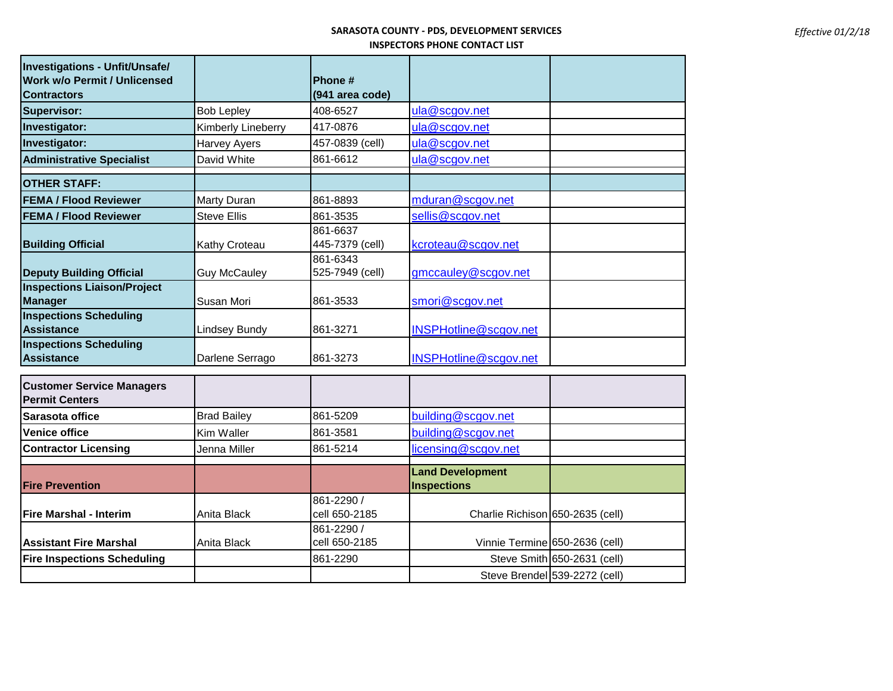**SARASOTA COUNTY - PDS, DEVELOPMENT SERVICES**
**INSPECTORS PHONE CONTACT LIST**

*Effective 01/2/18*

| **Investigations - Unfit/Unsafe/ Work w/o Permit / Unlicensed Contractors** | | **Phone # (941 area code)** | | |
|---|---|---|---|---|
| **Supervisor:** | Bob Lepley | 408-6527 | ula@scgov.net | |
| **Investigator:** | Kimberly Lineberry | 417-0876 | ula@scgov.net | |
| **Investigator:** | Harvey Ayers | 457-0839 (cell) | ula@scgov.net | |
| **Administrative Specialist** | David White | 861-6612 | ula@scgov.net | |
| | | | | |
| **OTHER STAFF:** | | | | |
| **FEMA / Flood Reviewer** | Marty Duran | 861-8893 | mduran@scgov.net | |
| **FEMA / Flood Reviewer** | Steve Ellis | 861-3535 | sellis@scgov.net | |
| **Building Official** | Kathy Croteau | 861-6637<br>445-7379 (cell) | kcroteau@scgov.net | |
| **Deputy Building Official** | Guy McCauley | 861-6343<br>525-7949 (cell) | gmccauley@scgov.net | |
| **Inspections Liaison/Project Manager** | Susan Mori | 861-3533 | smori@scgov.net | |
| **Inspections Scheduling Assistance** | Lindsey Bundy | 861-3271 | INSPHotline@scgov.net | |
| **Inspections Scheduling Assistance** | Darlene Serrago | 861-3273 | INSPHotline@scgov.net | |

| **Customer Service Managers Permit Centers** | | | | |
|---|---|---|---|---|
| **Sarasota office** | Brad Bailey | 861-5209 | building@scgov.net | |
| **Venice office** | Kim Waller | 861-3581 | building@scgov.net | |
| **Contractor Licensing** | Jenna Miller | 861-5214 | licensing@scgov.net | |
| | | | | |
| **Fire Prevention** | | | **Land Development Inspections** | |
| **Fire Marshal - Interim** | Anita Black | 861-2290 /<br>cell 650-2185 | Charlie Richison | 650-2635 (cell) |
| **Assistant Fire Marshal** | Anita Black | 861-2290 /<br>cell 650-2185 | Vinnie Termine | 650-2636 (cell) |
| **Fire Inspections Scheduling** | | 861-2290 | Steve Smith | 650-2631 (cell) |
| | | | Steve Brendel | 539-2272 (cell) |